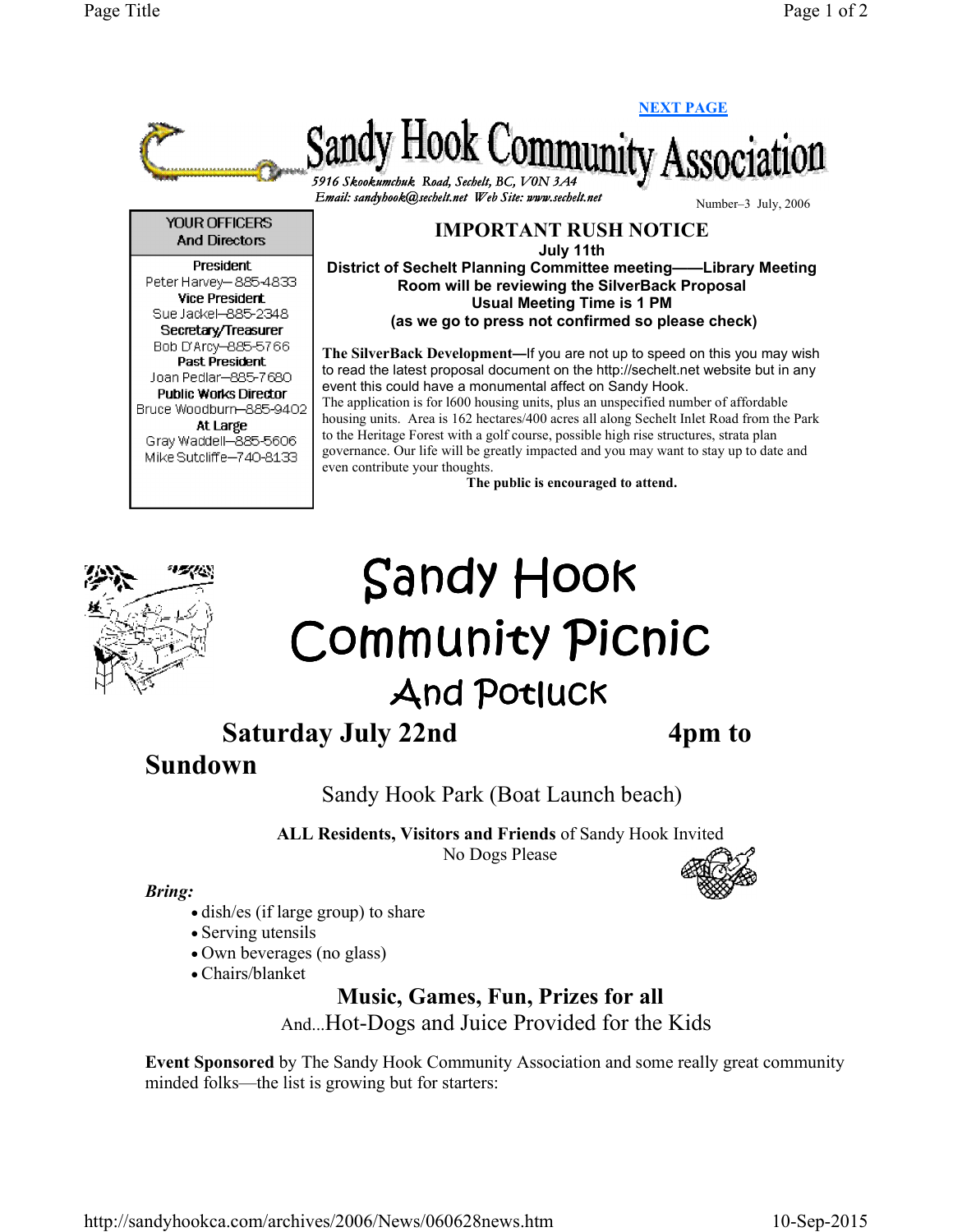[NEXT PAGE]

# Sandy Hook Community Association

*5916 Skookumchuk Road, Sechelt, BC, V0N 3A4*
*Email: sandyhook@sechelt.net Web Site: www.sechelt.net*

Number–3 July, 2006

**YOUR OFFICERS And Directors**

**President**
Peter Harvey—885-4833
**Vice President**
Sue Jackel—885-2348
**Secretary/Treasurer**
Bob D'Arcy—885-5766
**Past President**
Joan Pedlar—885-7680
**Public Works Director**
Bruce Woodburn—885-9402
**At Large**
Gray Waddell—885-5606
Mike Sutcliffe—740-8133

## IMPORTANT RUSH NOTICE

**July 11th**
**District of Sechelt Planning Committee meeting——Library Meeting Room will be reviewing the SilverBack Proposal**
**Usual Meeting Time is 1 PM**
**(as we go to press not confirmed so please check)**

**The SilverBack Development—**If you are not up to speed on this you may wish to read the latest proposal document on the http://sechelt.net website but in any event this could have a monumental affect on Sandy Hook.
The application is for 1600 housing units, plus an unspecified number of affordable housing units. Area is 162 hectares/400 acres all along Sechelt Inlet Road from the Park to the Heritage Forest with a golf course, possible high rise structures, strata plan governance. Our life will be greatly impacted and you may want to stay up to date and even contribute your thoughts.

**The public is encouraged to attend.**

# Sandy Hook Community Picnic

## And Potluck

**Saturday July 22nd 4pm to Sundown**

Sandy Hook Park (Boat Launch beach)

**ALL Residents, Visitors and Friends** of Sandy Hook Invited
No Dogs Please

***Bring:***

- dish/es (if large group) to share
- Serving utensils
- Own beverages (no glass)
- Chairs/blanket

**Music, Games, Fun, Prizes for all**

And...Hot-Dogs and Juice Provided for the Kids

**Event Sponsored** by The Sandy Hook Community Association and some really great community minded folks—the list is growing but for starters: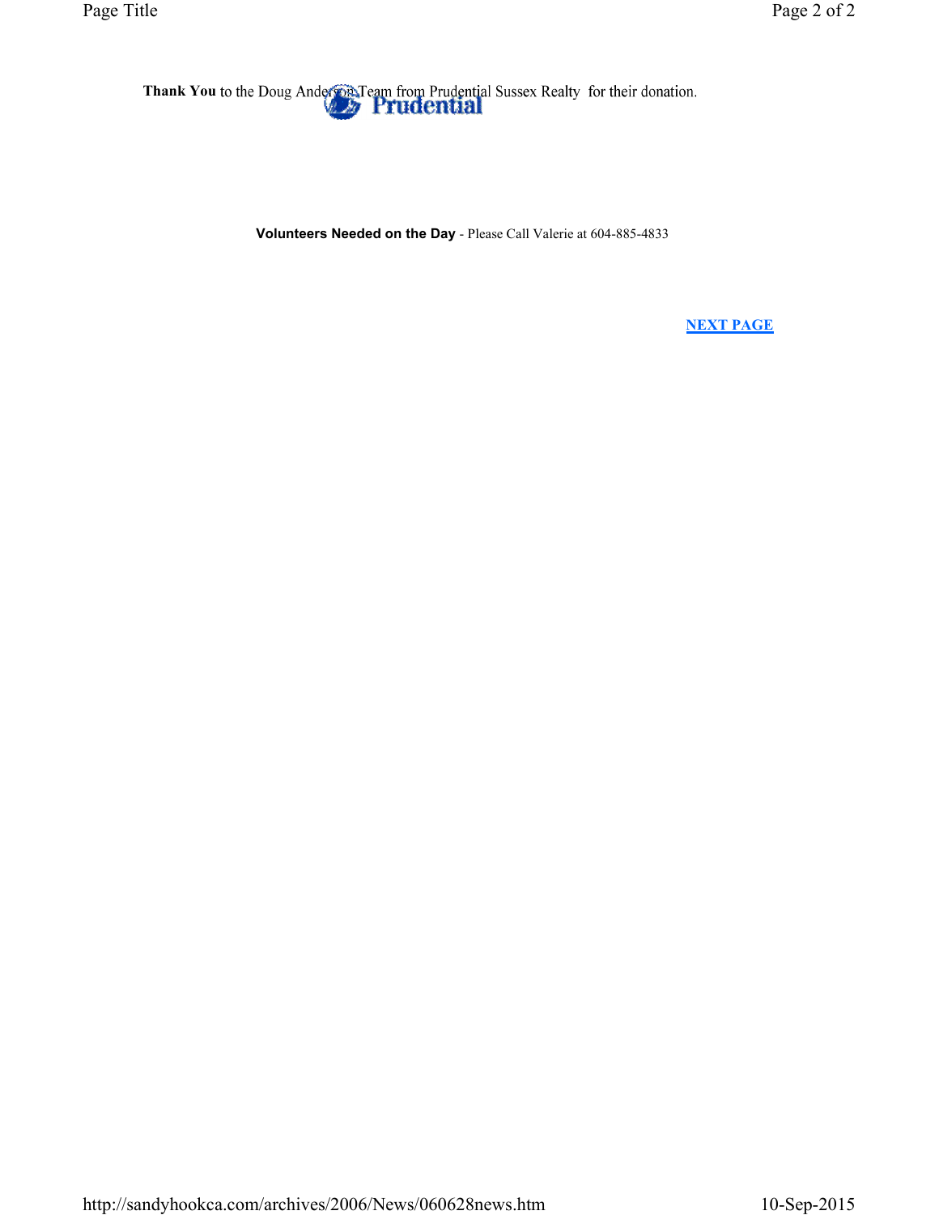**Thank You** to the Doug Anderson Team from Prudential Sussex Realty for their donation.

**Volunteers Needed on the Day** - Please Call Valerie at 604-885-4833

**NEXT PAGE**